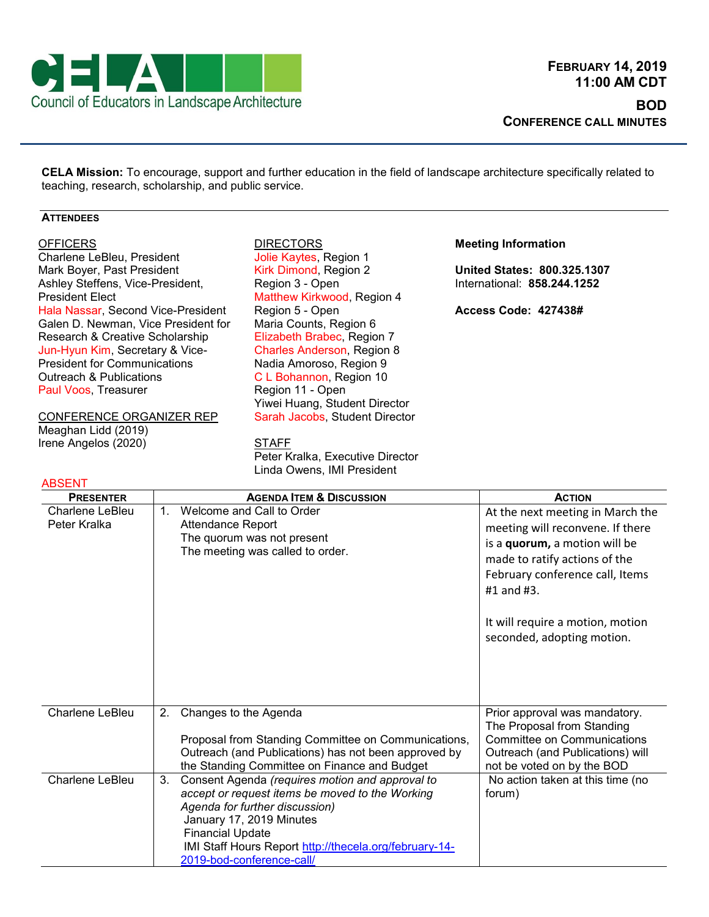# CELA

Council of Educators in Landscape Architecture

**FEBRUARY 14, 2019**
**11:00 AM CDT**

**BOD**
**CONFERENCE CALL MINUTES**

**CELA Mission:** To encourage, support and further education in the field of landscape architecture specifically related to teaching, research, scholarship, and public service.

### ATTENDEES

OFFICERS
Charlene LeBleu, President
Mark Boyer, Past President
Ashley Steffens, Vice-President, President Elect
Hala Nassar, Second Vice-President
Galen D. Newman, Vice President for Research & Creative Scholarship
Jun-Hyun Kim, Secretary & Vice-President for Communications Outreach & Publications
Paul Voos, Treasurer

CONFERENCE ORGANIZER REP
Meaghan Lidd (2019)
Irene Angelos (2020)

DIRECTORS
Jolie Kaytes, Region 1
Kirk Dimond, Region 2
Region 3 - Open
Matthew Kirkwood, Region 4
Region 5 - Open
Maria Counts, Region 6
Elizabeth Brabec, Region 7
Charles Anderson, Region 8
Nadia Amoroso, Region 9
C L Bohannon, Region 10
Region 11 - Open
Yiwei Huang, Student Director
Sarah Jacobs, Student Director

STAFF
Peter Kralka, Executive Director
Linda Owens, IMI President

**Meeting Information**

**United States: 800.325.1307**
International: **858.244.1252**

**Access Code: 427438#**

ABSENT

| PRESENTER | AGENDA ITEM & DISCUSSION | ACTION |
|---|---|---|
| Charlene LeBleu<br>Peter Kralka | 1. Welcome and Call to Order<br>Attendance Report<br>The quorum was not present<br>The meeting was called to order. | At the next meeting in March the meeting will reconvene. If there is a **quorum,** a motion will be made to ratify actions of the February conference call, Items #1 and #3.<br><br>It will require a motion, motion seconded, adopting motion. |
| Charlene LeBleu | 2. Changes to the Agenda<br><br>Proposal from Standing Committee on Communications, Outreach (and Publications) has not been approved by the Standing Committee on Finance and Budget | Prior approval was mandatory. The Proposal from Standing Committee on Communications Outreach (and Publications) will not be voted on by the BOD |
| Charlene LeBleu | 3. Consent Agenda *(requires motion and approval to accept or request items be moved to the Working Agenda for further discussion)*<br>January 17, 2019 Minutes<br>Financial Update<br>IMI Staff Hours Report http://thecela.org/february-14-2019-bod-conference-call/ | No action taken at this time (no forum) |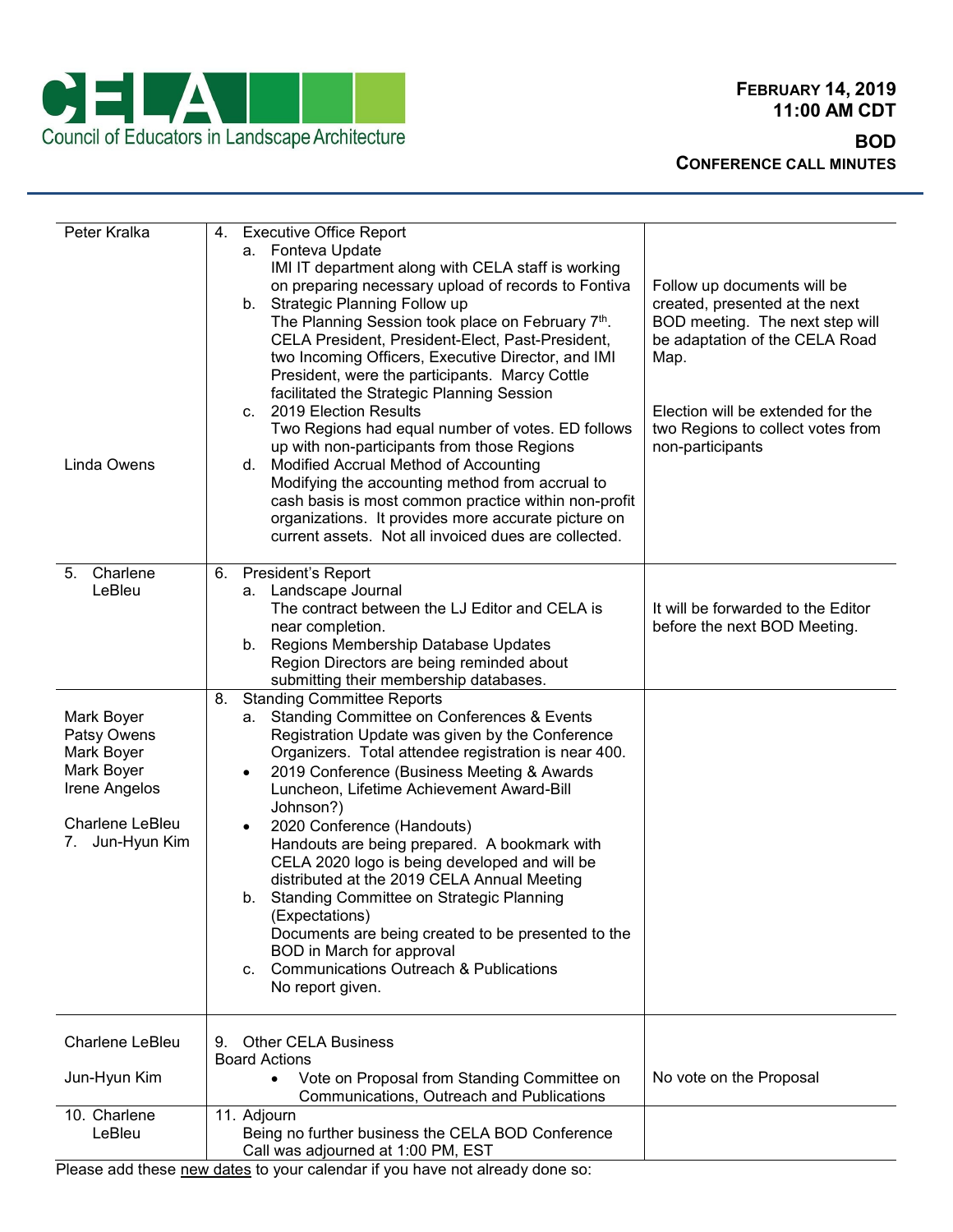| | | |
|---|---|---|
| Peter Kralka | 4. Executive Office Report<br>a. Fonteva Update<br>IMI IT department along with CELA staff is working on preparing necessary upload of records to Fontiva<br>b. Strategic Planning Follow up<br>The Planning Session took place on February 7th. CELA President, President-Elect, Past-President, two Incoming Officers, Executive Director, and IMI President, were the participants. Marcy Cottle facilitated the Strategic Planning Session<br>c. 2019 Election Results<br>Two Regions had equal number of votes. ED follows up with non-participants from those Regions | Follow up documents will be created, presented at the next BOD meeting. The next step will be adaptation of the CELA Road Map.<br><br>Election will be extended for the two Regions to collect votes from non-participants |
| Linda Owens | d. Modified Accrual Method of Accounting<br>Modifying the accounting method from accrual to cash basis is most common practice within non-profit organizations. It provides more accurate picture on current assets. Not all invoiced dues are collected. | |
| 5. Charlene LeBleu | 6. President's Report<br>a. Landscape Journal<br>The contract between the LJ Editor and CELA is near completion.<br>b. Regions Membership Database Updates<br>Region Directors are being reminded about submitting their membership databases. | It will be forwarded to the Editor before the next BOD Meeting. |
| Mark Boyer<br>Patsy Owens<br>Mark Boyer<br>Mark Boyer<br>Irene Angelos<br><br>Charlene LeBleu<br>7. Jun-Hyun Kim | 8. Standing Committee Reports<br>a. Standing Committee on Conferences & Events<br>Registration Update was given by the Conference Organizers. Total attendee registration is near 400.<br>• 2019 Conference (Business Meeting & Awards Luncheon, Lifetime Achievement Award-Bill Johnson?)<br>• 2020 Conference (Handouts)<br>Handouts are being prepared. A bookmark with CELA 2020 logo is being developed and will be distributed at the 2019 CELA Annual Meeting<br>b. Standing Committee on Strategic Planning (Expectations)<br>Documents are being created to be presented to the BOD in March for approval<br>c. Communications Outreach & Publications<br>No report given. | |
| Charlene LeBleu<br><br>Jun-Hyun Kim | 9. Other CELA Business<br>Board Actions<br>• Vote on Proposal from Standing Committee on Communications, Outreach and Publications | No vote on the Proposal |
| 10. Charlene LeBleu | 11. Adjourn<br>Being no further business the CELA BOD Conference Call was adjourned at 1:00 PM, EST | |

Please add these new dates to your calendar if you have not already done so: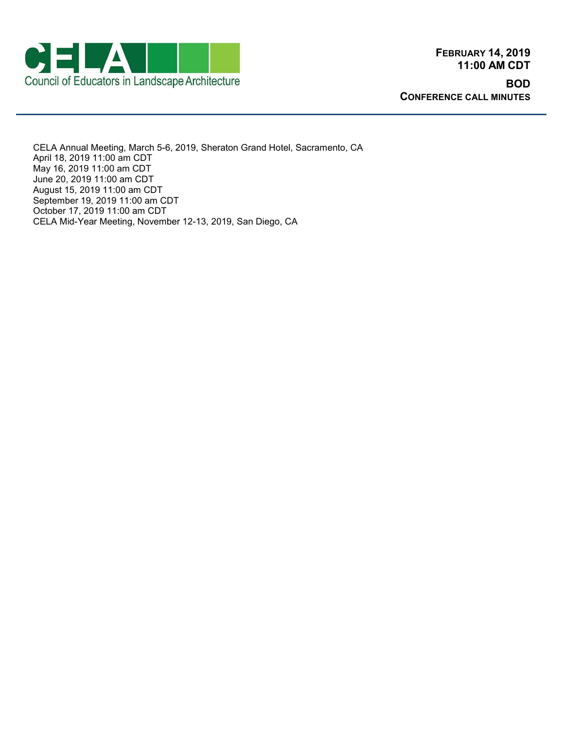CELA Annual Meeting, March 5-6, 2019, Sheraton Grand Hotel, Sacramento, CA
April 18, 2019 11:00 am CDT
May 16, 2019 11:00 am CDT
June 20, 2019 11:00 am CDT
August 15, 2019 11:00 am CDT
September 19, 2019 11:00 am CDT
October 17, 2019 11:00 am CDT
CELA Mid-Year Meeting, November 12-13, 2019, San Diego, CA